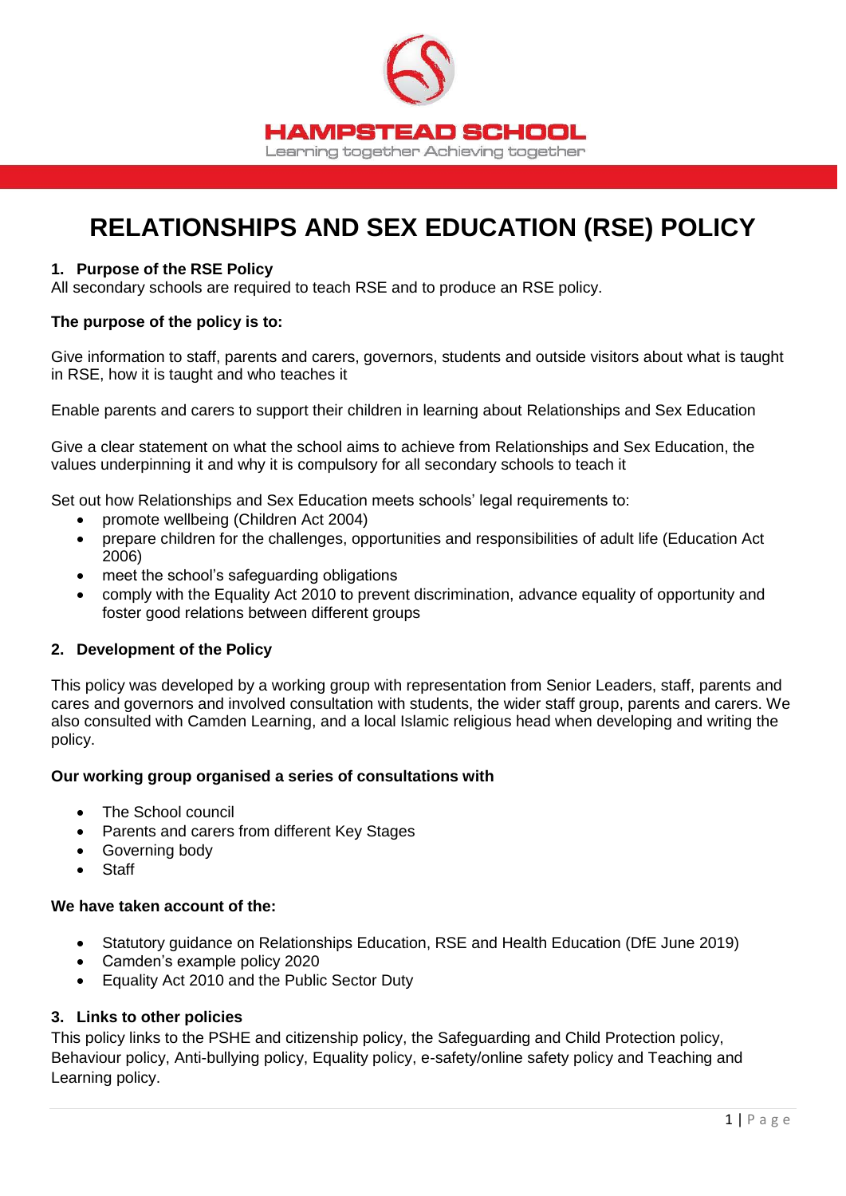HAMPSTEAD SCHOOL

Learning together Achieving together

# RELATIONSHIPS AND SEX EDUCATION (RSE) POLICY

## 1. Purpose of the RSE Policy

All secondary schools are required to teach RSE and to produce an RSE policy.

**The purpose of the policy is to:**

Give information to staff, parents and carers, governors, students and outside visitors about what is taught in RSE, how it is taught and who teaches it

Enable parents and carers to support their children in learning about Relationships and Sex Education

Give a clear statement on what the school aims to achieve from Relationships and Sex Education, the values underpinning it and why it is compulsory for all secondary schools to teach it

Set out how Relationships and Sex Education meets schools' legal requirements to:

- promote wellbeing (Children Act 2004)
- prepare children for the challenges, opportunities and responsibilities of adult life (Education Act 2006)
- meet the school's safeguarding obligations
- comply with the Equality Act 2010 to prevent discrimination, advance equality of opportunity and foster good relations between different groups

## 2. Development of the Policy

This policy was developed by a working group with representation from Senior Leaders, staff, parents and cares and governors and involved consultation with students, the wider staff group, parents and carers. We also consulted with Camden Learning, and a local Islamic religious head when developing and writing the policy.

**Our working group organised a series of consultations with**

- The School council
- Parents and carers from different Key Stages
- Governing body
- Staff

**We have taken account of the:**

- Statutory guidance on Relationships Education, RSE and Health Education (DfE June 2019)
- Camden's example policy 2020
- Equality Act 2010 and the Public Sector Duty

## 3. Links to other policies

This policy links to the PSHE and citizenship policy, the Safeguarding and Child Protection policy, Behaviour policy, Anti-bullying policy, Equality policy, e-safety/online safety policy and Teaching and Learning policy.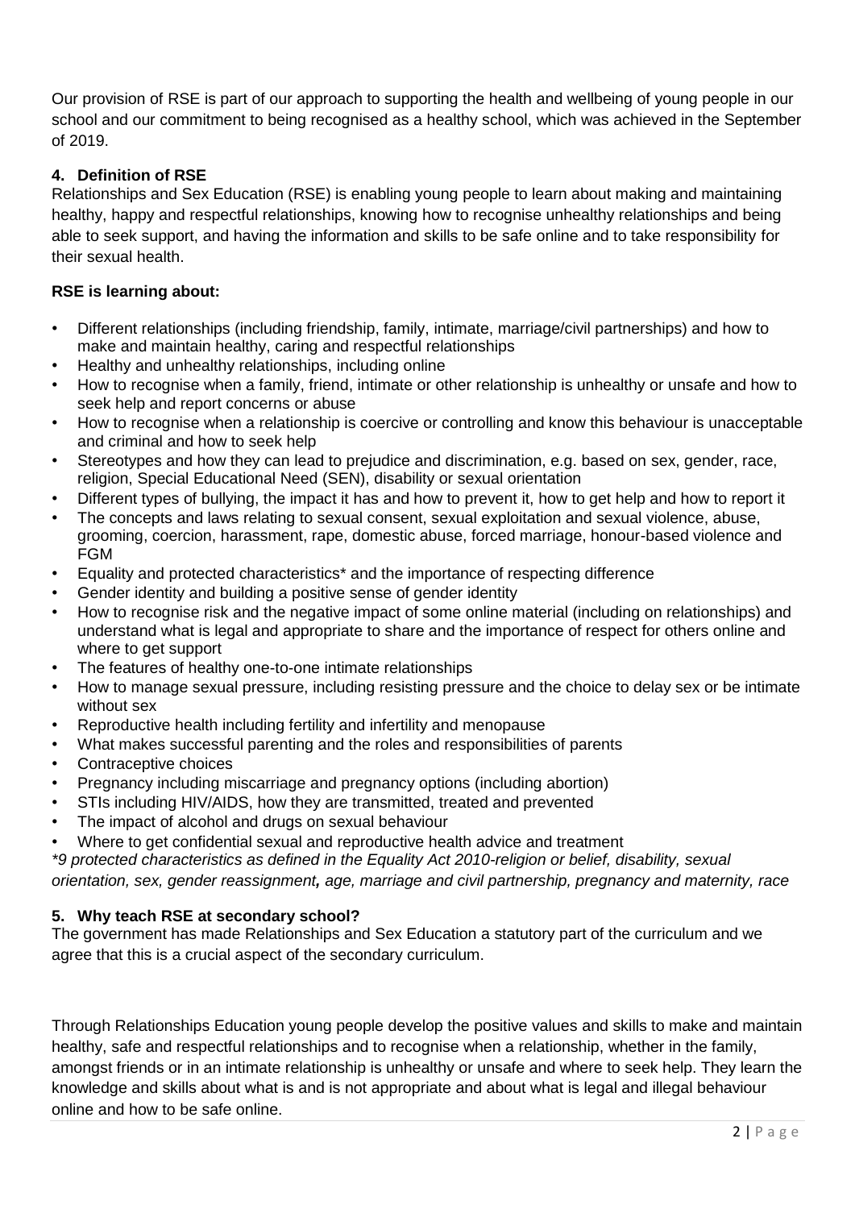Our provision of RSE is part of our approach to supporting the health and wellbeing of young people in our school and our commitment to being recognised as a healthy school, which was achieved in the September of 2019.

### 4. Definition of RSE

Relationships and Sex Education (RSE) is enabling young people to learn about making and maintaining healthy, happy and respectful relationships, knowing how to recognise unhealthy relationships and being able to seek support, and having the information and skills to be safe online and to take responsibility for their sexual health.

**RSE is learning about:**

- Different relationships (including friendship, family, intimate, marriage/civil partnerships) and how to make and maintain healthy, caring and respectful relationships
- Healthy and unhealthy relationships, including online
- How to recognise when a family, friend, intimate or other relationship is unhealthy or unsafe and how to seek help and report concerns or abuse
- How to recognise when a relationship is coercive or controlling and know this behaviour is unacceptable and criminal and how to seek help
- Stereotypes and how they can lead to prejudice and discrimination, e.g. based on sex, gender, race, religion, Special Educational Need (SEN), disability or sexual orientation
- Different types of bullying, the impact it has and how to prevent it, how to get help and how to report it
- The concepts and laws relating to sexual consent, sexual exploitation and sexual violence, abuse, grooming, coercion, harassment, rape, domestic abuse, forced marriage, honour-based violence and FGM
- Equality and protected characteristics* and the importance of respecting difference
- Gender identity and building a positive sense of gender identity
- How to recognise risk and the negative impact of some online material (including on relationships) and understand what is legal and appropriate to share and the importance of respect for others online and where to get support
- The features of healthy one-to-one intimate relationships
- How to manage sexual pressure, including resisting pressure and the choice to delay sex or be intimate without sex
- Reproductive health including fertility and infertility and menopause
- What makes successful parenting and the roles and responsibilities of parents
- Contraceptive choices
- Pregnancy including miscarriage and pregnancy options (including abortion)
- STIs including HIV/AIDS, how they are transmitted, treated and prevented
- The impact of alcohol and drugs on sexual behaviour
- Where to get confidential sexual and reproductive health advice and treatment

*\*9 protected characteristics as defined in the Equality Act 2010-religion or belief, disability, sexual orientation, sex, gender reassignment, age, marriage and civil partnership, pregnancy and maternity, race*

### 5. Why teach RSE at secondary school?

The government has made Relationships and Sex Education a statutory part of the curriculum and we agree that this is a crucial aspect of the secondary curriculum.

Through Relationships Education young people develop the positive values and skills to make and maintain healthy, safe and respectful relationships and to recognise when a relationship, whether in the family, amongst friends or in an intimate relationship is unhealthy or unsafe and where to seek help. They learn the knowledge and skills about what is and is not appropriate and about what is legal and illegal behaviour online and how to be safe online.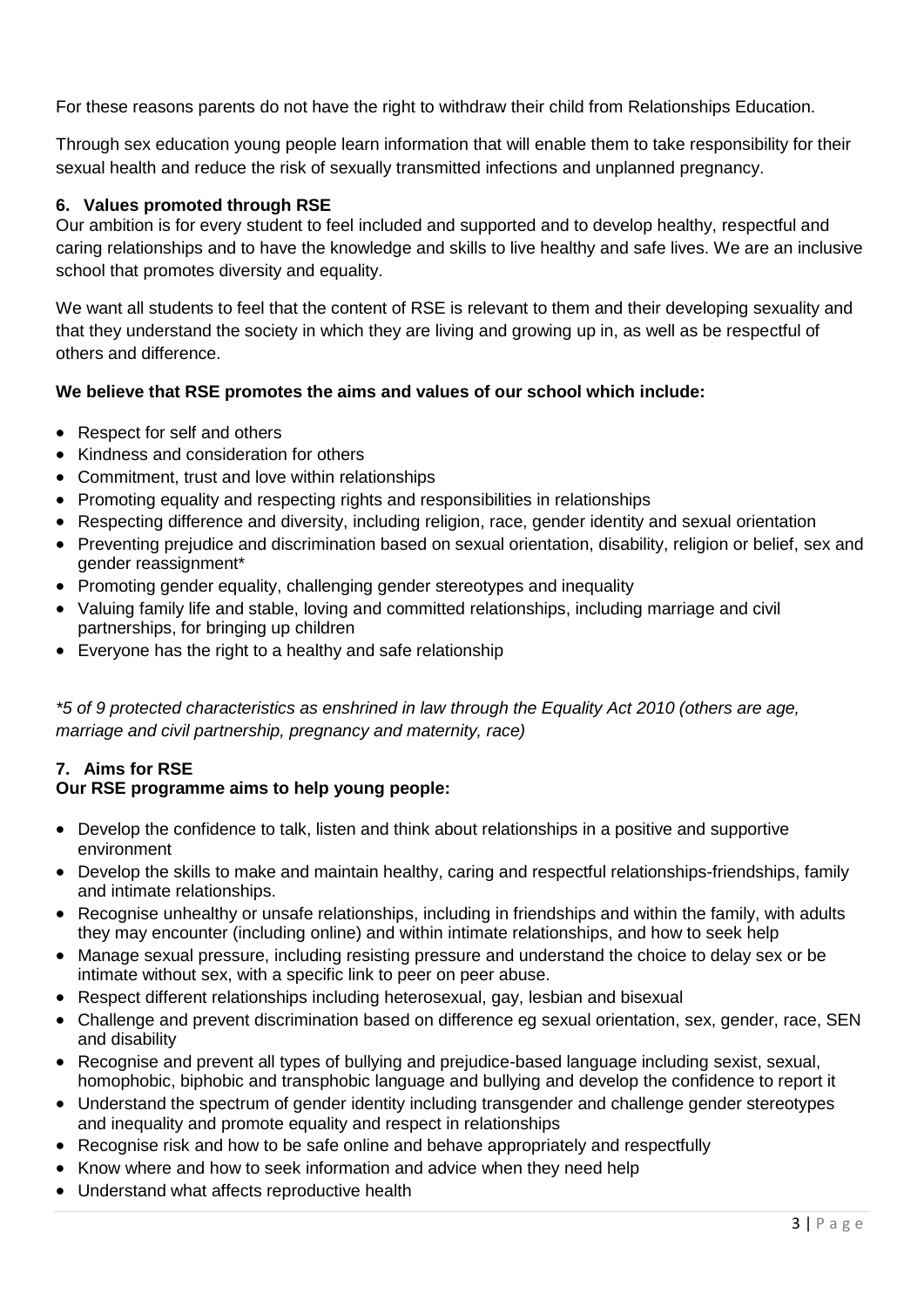For these reasons parents do not have the right to withdraw their child from Relationships Education.

Through sex education young people learn information that will enable them to take responsibility for their sexual health and reduce the risk of sexually transmitted infections and unplanned pregnancy.

## 6. Values promoted through RSE

Our ambition is for every student to feel included and supported and to develop healthy, respectful and caring relationships and to have the knowledge and skills to live healthy and safe lives. We are an inclusive school that promotes diversity and equality.

We want all students to feel that the content of RSE is relevant to them and their developing sexuality and that they understand the society in which they are living and growing up in, as well as be respectful of others and difference.

**We believe that RSE promotes the aims and values of our school which include:**

- Respect for self and others
- Kindness and consideration for others
- Commitment, trust and love within relationships
- Promoting equality and respecting rights and responsibilities in relationships
- Respecting difference and diversity, including religion, race, gender identity and sexual orientation
- Preventing prejudice and discrimination based on sexual orientation, disability, religion or belief, sex and gender reassignment*
- Promoting gender equality, challenging gender stereotypes and inequality
- Valuing family life and stable, loving and committed relationships, including marriage and civil partnerships, for bringing up children
- Everyone has the right to a healthy and safe relationship

*\*5 of 9 protected characteristics as enshrined in law through the Equality Act 2010 (others are age, marriage and civil partnership, pregnancy and maternity, race)*

## 7. Aims for RSE

**Our RSE programme aims to help young people:**

- Develop the confidence to talk, listen and think about relationships in a positive and supportive environment
- Develop the skills to make and maintain healthy, caring and respectful relationships-friendships, family and intimate relationships.
- Recognise unhealthy or unsafe relationships, including in friendships and within the family, with adults they may encounter (including online) and within intimate relationships, and how to seek help
- Manage sexual pressure, including resisting pressure and understand the choice to delay sex or be intimate without sex, with a specific link to peer on peer abuse.
- Respect different relationships including heterosexual, gay, lesbian and bisexual
- Challenge and prevent discrimination based on difference eg sexual orientation, sex, gender, race, SEN and disability
- Recognise and prevent all types of bullying and prejudice-based language including sexist, sexual, homophobic, biphobic and transphobic language and bullying and develop the confidence to report it
- Understand the spectrum of gender identity including transgender and challenge gender stereotypes and inequality and promote equality and respect in relationships
- Recognise risk and how to be safe online and behave appropriately and respectfully
- Know where and how to seek information and advice when they need help
- Understand what affects reproductive health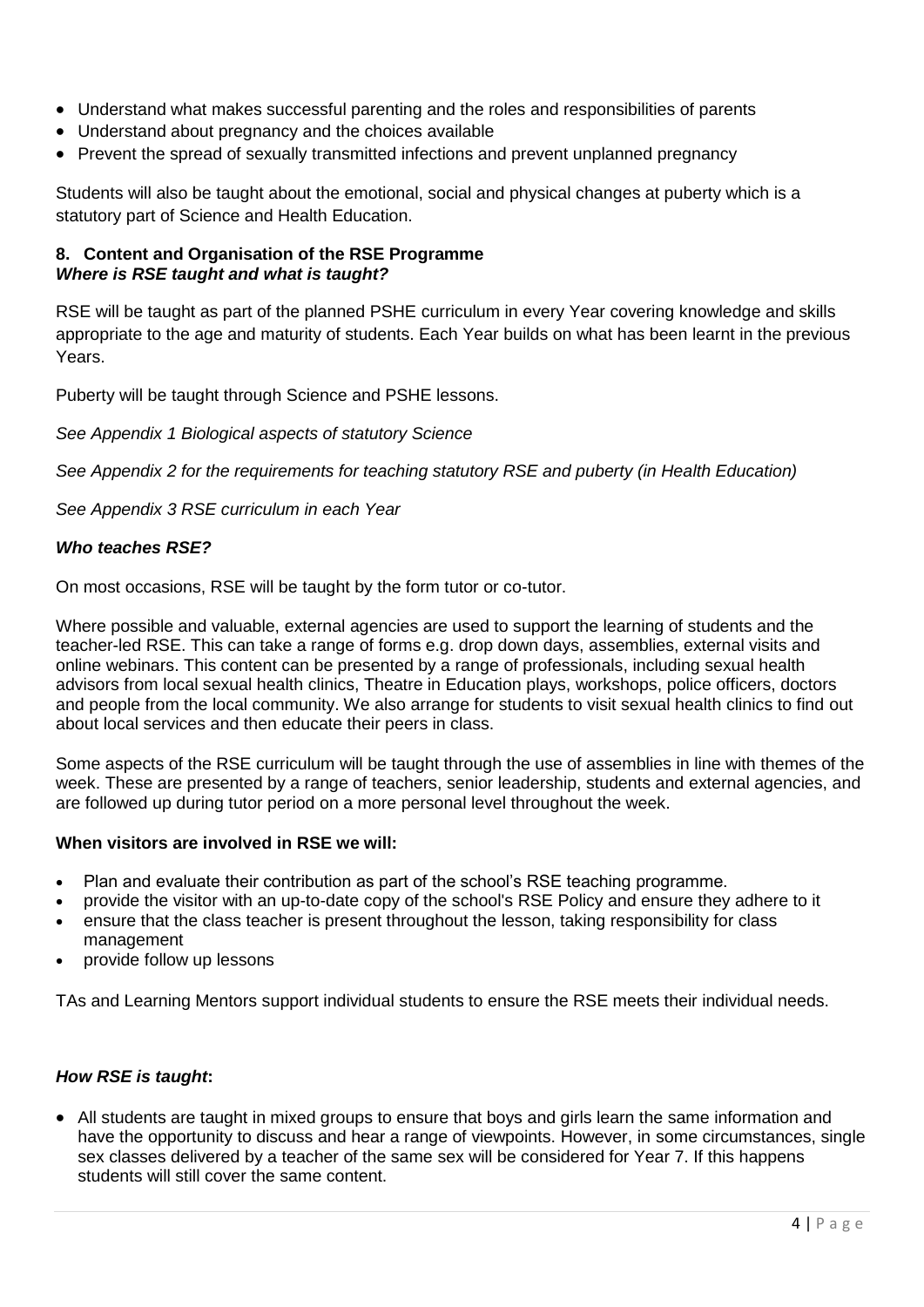- Understand what makes successful parenting and the roles and responsibilities of parents
- Understand about pregnancy and the choices available
- Prevent the spread of sexually transmitted infections and prevent unplanned pregnancy

Students will also be taught about the emotional, social and physical changes at puberty which is a statutory part of Science and Health Education.

## 8. Content and Organisation of the RSE Programme

### *Where is RSE taught and what is taught?*

RSE will be taught as part of the planned PSHE curriculum in every Year covering knowledge and skills appropriate to the age and maturity of students. Each Year builds on what has been learnt in the previous Years.

Puberty will be taught through Science and PSHE lessons.

*See Appendix 1 Biological aspects of statutory Science*

*See Appendix 2 for the requirements for teaching statutory RSE and puberty (in Health Education)*

*See Appendix 3 RSE curriculum in each Year*

### *Who teaches RSE?*

On most occasions, RSE will be taught by the form tutor or co-tutor.

Where possible and valuable, external agencies are used to support the learning of students and the teacher-led RSE. This can take a range of forms e.g. drop down days, assemblies, external visits and online webinars. This content can be presented by a range of professionals, including sexual health advisors from local sexual health clinics, Theatre in Education plays, workshops, police officers, doctors and people from the local community. We also arrange for students to visit sexual health clinics to find out about local services and then educate their peers in class.

Some aspects of the RSE curriculum will be taught through the use of assemblies in line with themes of the week. These are presented by a range of teachers, senior leadership, students and external agencies, and are followed up during tutor period on a more personal level throughout the week.

**When visitors are involved in RSE we will:**

- Plan and evaluate their contribution as part of the school's RSE teaching programme.
- provide the visitor with an up-to-date copy of the school's RSE Policy and ensure they adhere to it
- ensure that the class teacher is present throughout the lesson, taking responsibility for class management
- provide follow up lessons

TAs and Learning Mentors support individual students to ensure the RSE meets their individual needs.

### *How RSE is taught*:

- All students are taught in mixed groups to ensure that boys and girls learn the same information and have the opportunity to discuss and hear a range of viewpoints. However, in some circumstances, single sex classes delivered by a teacher of the same sex will be considered for Year 7. If this happens students will still cover the same content.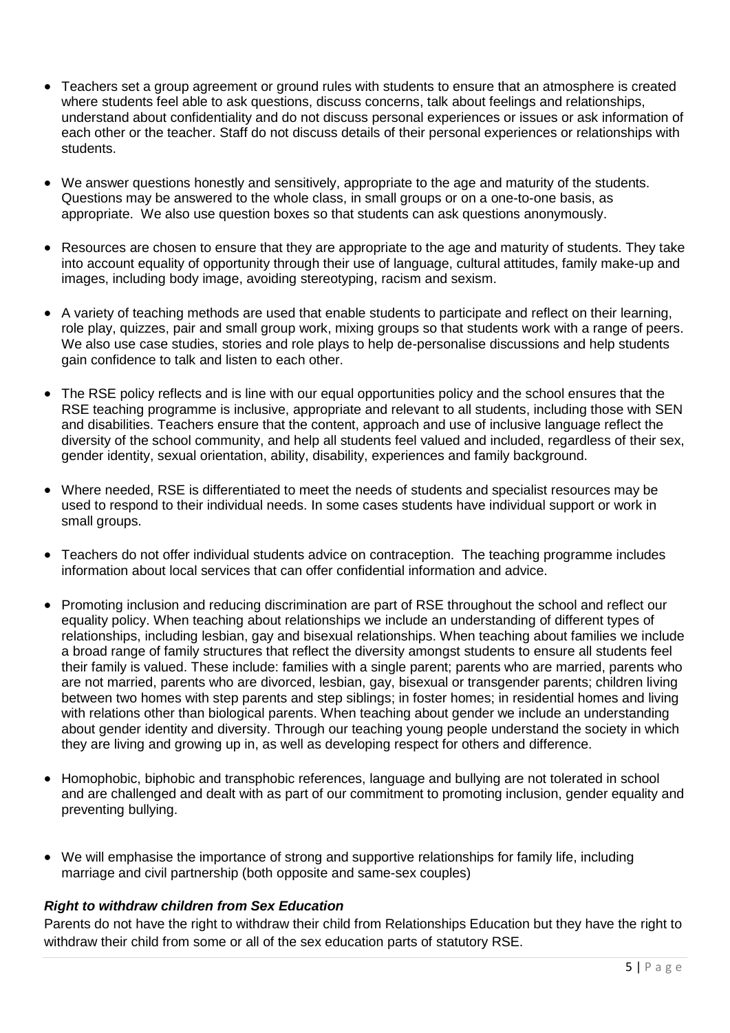- Teachers set a group agreement or ground rules with students to ensure that an atmosphere is created where students feel able to ask questions, discuss concerns, talk about feelings and relationships, understand about confidentiality and do not discuss personal experiences or issues or ask information of each other or the teacher. Staff do not discuss details of their personal experiences or relationships with students.

- We answer questions honestly and sensitively, appropriate to the age and maturity of the students. Questions may be answered to the whole class, in small groups or on a one-to-one basis, as appropriate. We also use question boxes so that students can ask questions anonymously.

- Resources are chosen to ensure that they are appropriate to the age and maturity of students. They take into account equality of opportunity through their use of language, cultural attitudes, family make-up and images, including body image, avoiding stereotyping, racism and sexism.

- A variety of teaching methods are used that enable students to participate and reflect on their learning, role play, quizzes, pair and small group work, mixing groups so that students work with a range of peers. We also use case studies, stories and role plays to help de-personalise discussions and help students gain confidence to talk and listen to each other.

- The RSE policy reflects and is line with our equal opportunities policy and the school ensures that the RSE teaching programme is inclusive, appropriate and relevant to all students, including those with SEN and disabilities. Teachers ensure that the content, approach and use of inclusive language reflect the diversity of the school community, and help all students feel valued and included, regardless of their sex, gender identity, sexual orientation, ability, disability, experiences and family background.

- Where needed, RSE is differentiated to meet the needs of students and specialist resources may be used to respond to their individual needs. In some cases students have individual support or work in small groups.

- Teachers do not offer individual students advice on contraception. The teaching programme includes information about local services that can offer confidential information and advice.

- Promoting inclusion and reducing discrimination are part of RSE throughout the school and reflect our equality policy. When teaching about relationships we include an understanding of different types of relationships, including lesbian, gay and bisexual relationships. When teaching about families we include a broad range of family structures that reflect the diversity amongst students to ensure all students feel their family is valued. These include: families with a single parent; parents who are married, parents who are not married, parents who are divorced, lesbian, gay, bisexual or transgender parents; children living between two homes with step parents and step siblings; in foster homes; in residential homes and living with relations other than biological parents. When teaching about gender we include an understanding about gender identity and diversity. Through our teaching young people understand the society in which they are living and growing up in, as well as developing respect for others and difference.

- Homophobic, biphobic and transphobic references, language and bullying are not tolerated in school and are challenged and dealt with as part of our commitment to promoting inclusion, gender equality and preventing bullying.

- We will emphasise the importance of strong and supportive relationships for family life, including marriage and civil partnership (both opposite and same-sex couples)

***Right to withdraw children from Sex Education***

Parents do not have the right to withdraw their child from Relationships Education but they have the right to withdraw their child from some or all of the sex education parts of statutory RSE.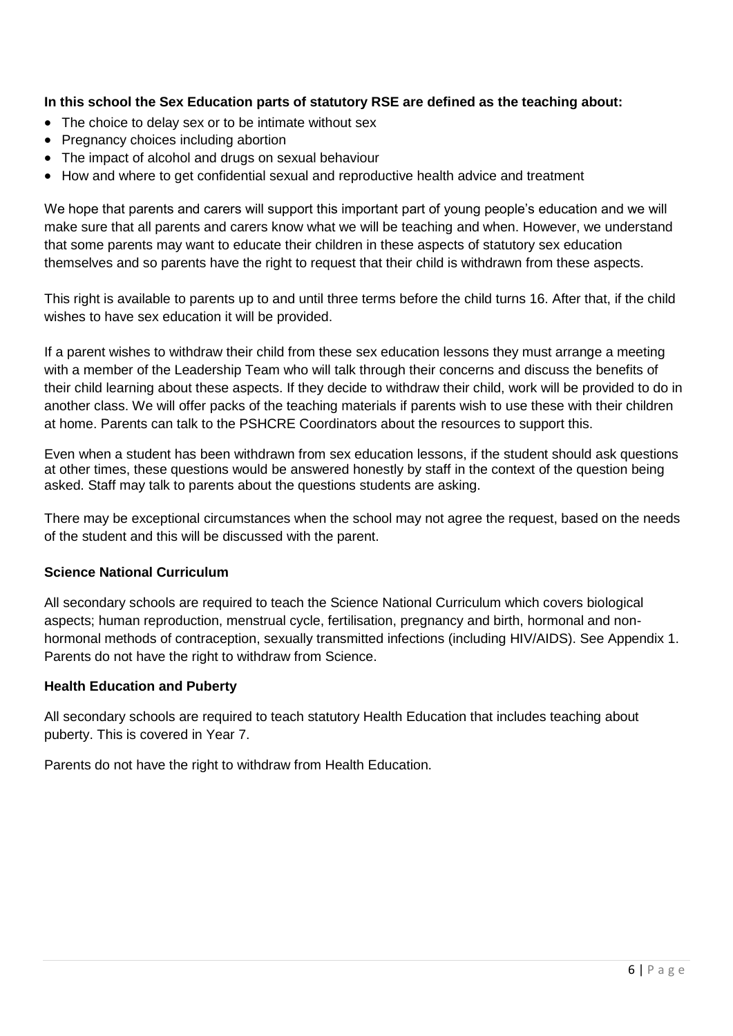**In this school the Sex Education parts of statutory RSE are defined as the teaching about:**

- The choice to delay sex or to be intimate without sex
- Pregnancy choices including abortion
- The impact of alcohol and drugs on sexual behaviour
- How and where to get confidential sexual and reproductive health advice and treatment

We hope that parents and carers will support this important part of young people's education and we will make sure that all parents and carers know what we will be teaching and when. However, we understand that some parents may want to educate their children in these aspects of statutory sex education themselves and so parents have the right to request that their child is withdrawn from these aspects.

This right is available to parents up to and until three terms before the child turns 16. After that, if the child wishes to have sex education it will be provided.

If a parent wishes to withdraw their child from these sex education lessons they must arrange a meeting with a member of the Leadership Team who will talk through their concerns and discuss the benefits of their child learning about these aspects. If they decide to withdraw their child, work will be provided to do in another class. We will offer packs of the teaching materials if parents wish to use these with their children at home. Parents can talk to the PSHCRE Coordinators about the resources to support this.

Even when a student has been withdrawn from sex education lessons, if the student should ask questions at other times, these questions would be answered honestly by staff in the context of the question being asked. Staff may talk to parents about the questions students are asking.

There may be exceptional circumstances when the school may not agree the request, based on the needs of the student and this will be discussed with the parent.

**Science National Curriculum**

All secondary schools are required to teach the Science National Curriculum which covers biological aspects; human reproduction, menstrual cycle, fertilisation, pregnancy and birth, hormonal and non-hormonal methods of contraception, sexually transmitted infections (including HIV/AIDS). See Appendix 1. Parents do not have the right to withdraw from Science.

**Health Education and Puberty**

All secondary schools are required to teach statutory Health Education that includes teaching about puberty. This is covered in Year 7.

Parents do not have the right to withdraw from Health Education.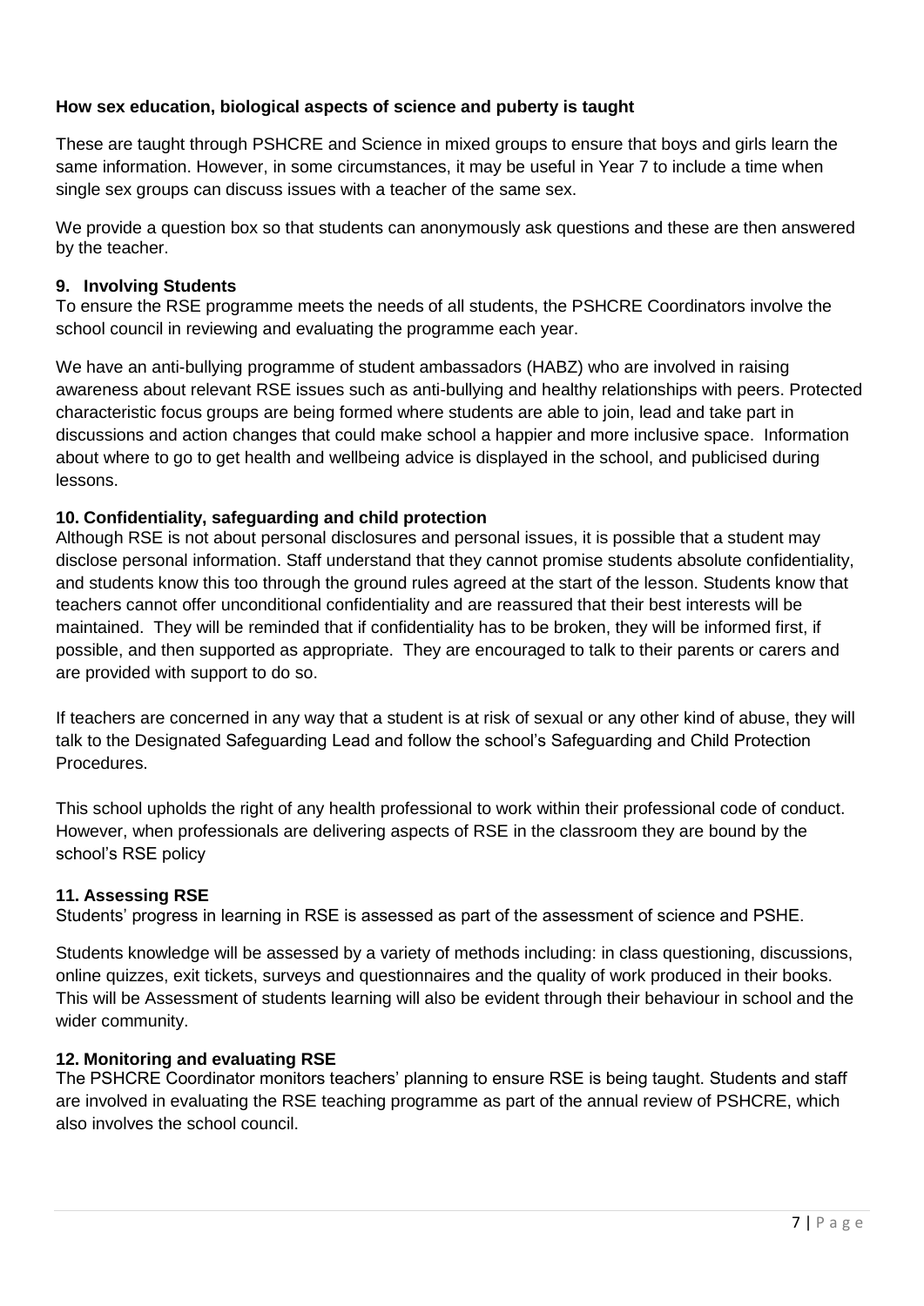**How sex education, biological aspects of science and puberty is taught**

These are taught through PSHCRE and Science in mixed groups to ensure that boys and girls learn the same information. However, in some circumstances, it may be useful in Year 7 to include a time when single sex groups can discuss issues with a teacher of the same sex.

We provide a question box so that students can anonymously ask questions and these are then answered by the teacher.

### 9. Involving Students

To ensure the RSE programme meets the needs of all students, the PSHCRE Coordinators involve the school council in reviewing and evaluating the programme each year.

We have an anti-bullying programme of student ambassadors (HABZ) who are involved in raising awareness about relevant RSE issues such as anti-bullying and healthy relationships with peers. Protected characteristic focus groups are being formed where students are able to join, lead and take part in discussions and action changes that could make school a happier and more inclusive space. Information about where to go to get health and wellbeing advice is displayed in the school, and publicised during lessons.

### 10. Confidentiality, safeguarding and child protection

Although RSE is not about personal disclosures and personal issues, it is possible that a student may disclose personal information. Staff understand that they cannot promise students absolute confidentiality, and students know this too through the ground rules agreed at the start of the lesson. Students know that teachers cannot offer unconditional confidentiality and are reassured that their best interests will be maintained. They will be reminded that if confidentiality has to be broken, they will be informed first, if possible, and then supported as appropriate. They are encouraged to talk to their parents or carers and are provided with support to do so.

If teachers are concerned in any way that a student is at risk of sexual or any other kind of abuse, they will talk to the Designated Safeguarding Lead and follow the school's Safeguarding and Child Protection Procedures.

This school upholds the right of any health professional to work within their professional code of conduct. However, when professionals are delivering aspects of RSE in the classroom they are bound by the school's RSE policy

### 11. Assessing RSE

Students' progress in learning in RSE is assessed as part of the assessment of science and PSHE.

Students knowledge will be assessed by a variety of methods including: in class questioning, discussions, online quizzes, exit tickets, surveys and questionnaires and the quality of work produced in their books. This will be Assessment of students learning will also be evident through their behaviour in school and the wider community.

### 12. Monitoring and evaluating RSE

The PSHCRE Coordinator monitors teachers' planning to ensure RSE is being taught. Students and staff are involved in evaluating the RSE teaching programme as part of the annual review of PSHCRE, which also involves the school council.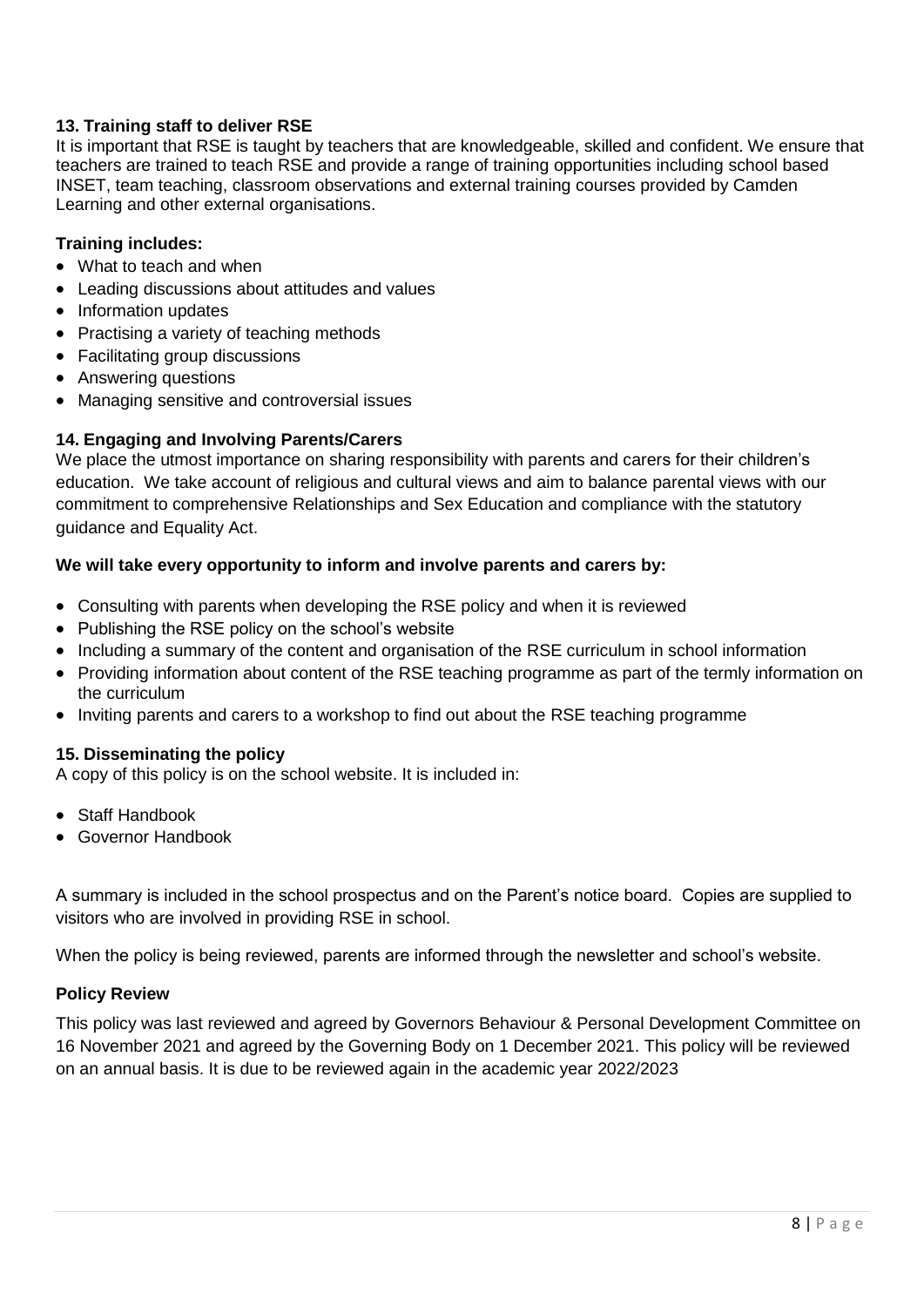## 13. Training staff to deliver RSE

It is important that RSE is taught by teachers that are knowledgeable, skilled and confident. We ensure that teachers are trained to teach RSE and provide a range of training opportunities including school based INSET, team teaching, classroom observations and external training courses provided by Camden Learning and other external organisations.

**Training includes:**

- What to teach and when
- Leading discussions about attitudes and values
- Information updates
- Practising a variety of teaching methods
- Facilitating group discussions
- Answering questions
- Managing sensitive and controversial issues

## 14. Engaging and Involving Parents/Carers

We place the utmost importance on sharing responsibility with parents and carers for their children's education. We take account of religious and cultural views and aim to balance parental views with our commitment to comprehensive Relationships and Sex Education and compliance with the statutory guidance and Equality Act.

**We will take every opportunity to inform and involve parents and carers by:**

- Consulting with parents when developing the RSE policy and when it is reviewed
- Publishing the RSE policy on the school's website
- Including a summary of the content and organisation of the RSE curriculum in school information
- Providing information about content of the RSE teaching programme as part of the termly information on the curriculum
- Inviting parents and carers to a workshop to find out about the RSE teaching programme

## 15. Disseminating the policy

A copy of this policy is on the school website. It is included in:

- Staff Handbook
- Governor Handbook

A summary is included in the school prospectus and on the Parent's notice board. Copies are supplied to visitors who are involved in providing RSE in school.

When the policy is being reviewed, parents are informed through the newsletter and school's website.

## Policy Review

This policy was last reviewed and agreed by Governors Behaviour & Personal Development Committee on 16 November 2021 and agreed by the Governing Body on 1 December 2021. This policy will be reviewed on an annual basis. It is due to be reviewed again in the academic year 2022/2023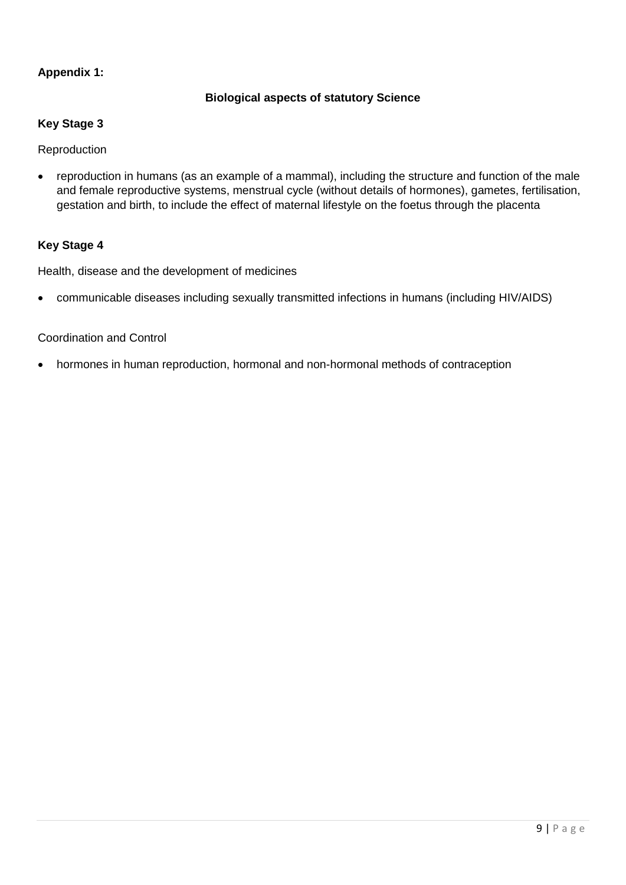**Appendix 1:**

## Biological aspects of statutory Science

### Key Stage 3

Reproduction

- reproduction in humans (as an example of a mammal), including the structure and function of the male and female reproductive systems, menstrual cycle (without details of hormones), gametes, fertilisation, gestation and birth, to include the effect of maternal lifestyle on the foetus through the placenta

### Key Stage 4

Health, disease and the development of medicines

- communicable diseases including sexually transmitted infections in humans (including HIV/AIDS)

Coordination and Control

- hormones in human reproduction, hormonal and non-hormonal methods of contraception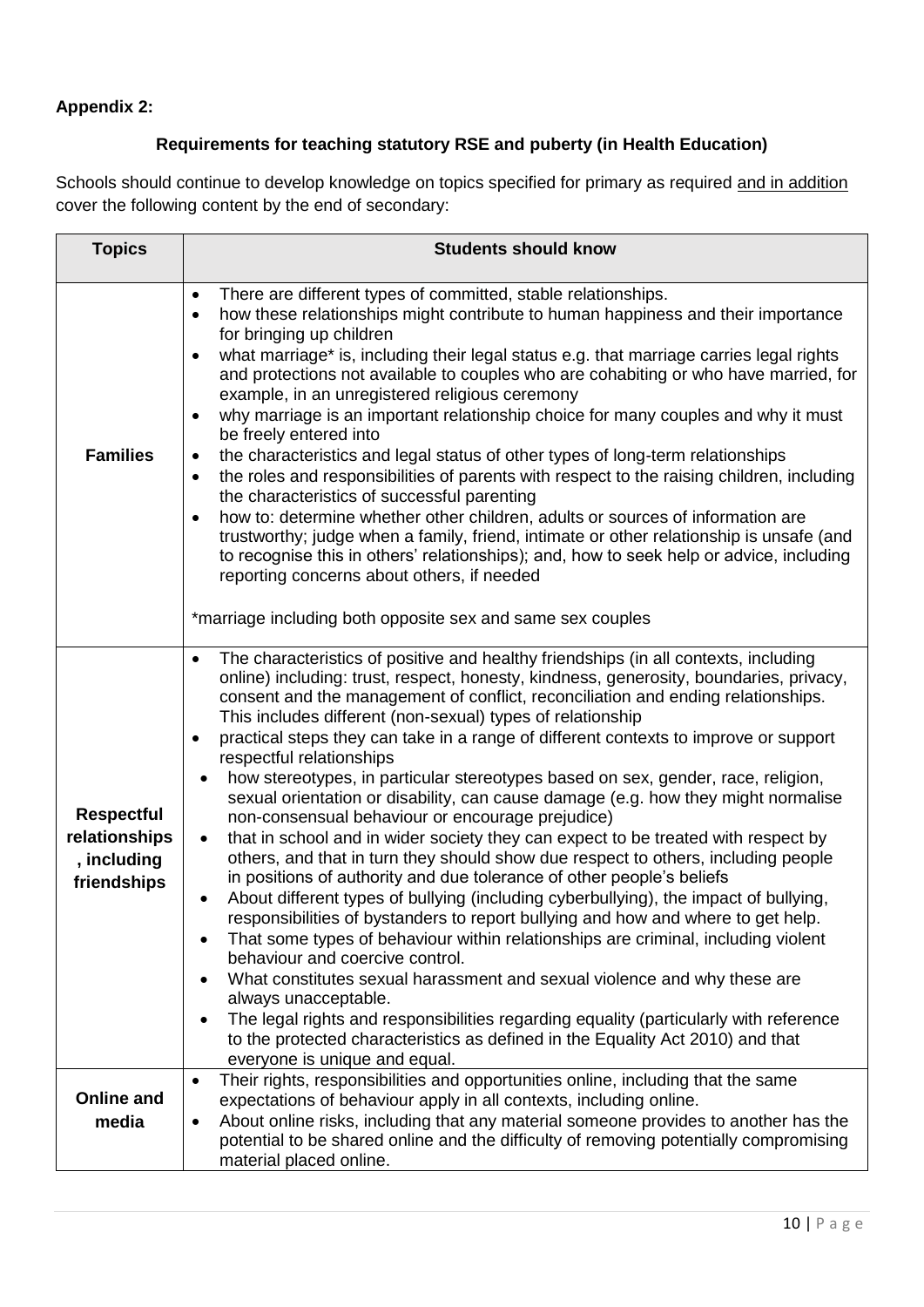**Appendix 2:**

**Requirements for teaching statutory RSE and puberty (in Health Education)**

Schools should continue to develop knowledge on topics specified for primary as required and in addition cover the following content by the end of secondary:

| Topics | Students should know |
|---|---|
| **Families** | • There are different types of committed, stable relationships.<br>• how these relationships might contribute to human happiness and their importance for bringing up children<br>• what marriage* is, including their legal status e.g. that marriage carries legal rights and protections not available to couples who are cohabiting or who have married, for example, in an unregistered religious ceremony<br>• why marriage is an important relationship choice for many couples and why it must be freely entered into<br>• the characteristics and legal status of other types of long-term relationships<br>• the roles and responsibilities of parents with respect to the raising children, including the characteristics of successful parenting<br>• how to: determine whether other children, adults or sources of information are trustworthy; judge when a family, friend, intimate or other relationship is unsafe (and to recognise this in others' relationships); and, how to seek help or advice, including reporting concerns about others, if needed<br><br>*marriage including both opposite sex and same sex couples |
| **Respectful relationships, including friendships** | • The characteristics of positive and healthy friendships (in all contexts, including online) including: trust, respect, honesty, kindness, generosity, boundaries, privacy, consent and the management of conflict, reconciliation and ending relationships. This includes different (non-sexual) types of relationship<br>• practical steps they can take in a range of different contexts to improve or support respectful relationships<br>• how stereotypes, in particular stereotypes based on sex, gender, race, religion, sexual orientation or disability, can cause damage (e.g. how they might normalise non-consensual behaviour or encourage prejudice)<br>• that in school and in wider society they can expect to be treated with respect by others, and that in turn they should show due respect to others, including people in positions of authority and due tolerance of other people's beliefs<br>• About different types of bullying (including cyberbullying), the impact of bullying, responsibilities of bystanders to report bullying and how and where to get help.<br>• That some types of behaviour within relationships are criminal, including violent behaviour and coercive control.<br>• What constitutes sexual harassment and sexual violence and why these are always unacceptable.<br>• The legal rights and responsibilities regarding equality (particularly with reference to the protected characteristics as defined in the Equality Act 2010) and that everyone is unique and equal. |
| **Online and media** | • Their rights, responsibilities and opportunities online, including that the same expectations of behaviour apply in all contexts, including online.<br>• About online risks, including that any material someone provides to another has the potential to be shared online and the difficulty of removing potentially compromising material placed online. |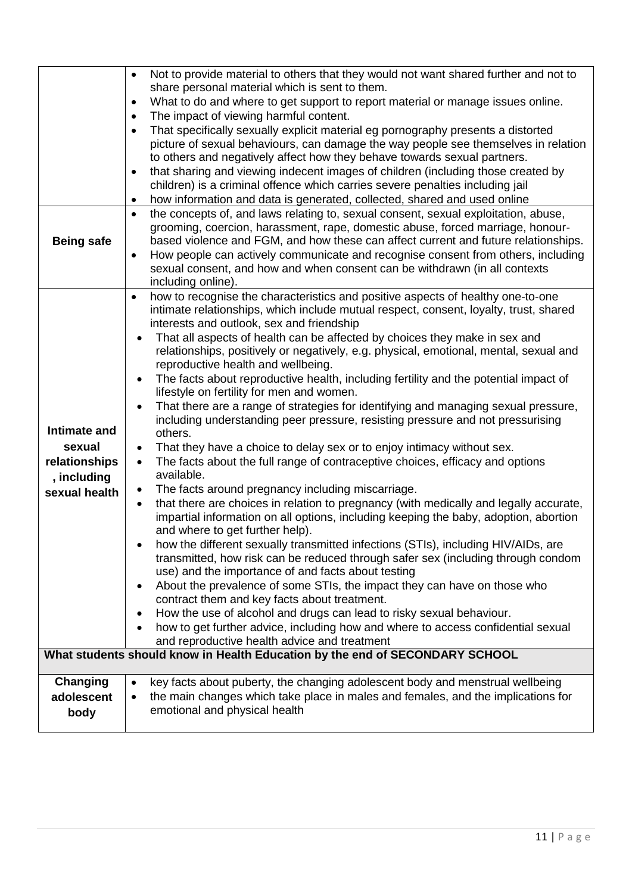| | |
|---|---|
| | • Not to provide material to others that they would not want shared further and not to share personal material which is sent to them.<br>• What to do and where to get support to report material or manage issues online.<br>• The impact of viewing harmful content.<br>• That specifically sexually explicit material eg pornography presents a distorted picture of sexual behaviours, can damage the way people see themselves in relation to others and negatively affect how they behave towards sexual partners.<br>• that sharing and viewing indecent images of children (including those created by children) is a criminal offence which carries severe penalties including jail<br>• how information and data is generated, collected, shared and used online |
| **Being safe** | • the concepts of, and laws relating to, sexual consent, sexual exploitation, abuse, grooming, coercion, harassment, rape, domestic abuse, forced marriage, honour-based violence and FGM, and how these can affect current and future relationships.<br>• How people can actively communicate and recognise consent from others, including sexual consent, and how and when consent can be withdrawn (in all contexts including online). |
| **Intimate and sexual relationships, including sexual health** | • how to recognise the characteristics and positive aspects of healthy one-to-one intimate relationships, which include mutual respect, consent, loyalty, trust, shared interests and outlook, sex and friendship<br>• That all aspects of health can be affected by choices they make in sex and relationships, positively or negatively, e.g. physical, emotional, mental, sexual and reproductive health and wellbeing.<br>• The facts about reproductive health, including fertility and the potential impact of lifestyle on fertility for men and women.<br>• That there are a range of strategies for identifying and managing sexual pressure, including understanding peer pressure, resisting pressure and not pressurising others.<br>• That they have a choice to delay sex or to enjoy intimacy without sex.<br>• The facts about the full range of contraceptive choices, efficacy and options available.<br>• The facts around pregnancy including miscarriage.<br>• that there are choices in relation to pregnancy (with medically and legally accurate, impartial information on all options, including keeping the baby, adoption, abortion and where to get further help).<br>• how the different sexually transmitted infections (STIs), including HIV/AIDs, are transmitted, how risk can be reduced through safer sex (including through condom use) and the importance of and facts about testing<br>• About the prevalence of some STIs, the impact they can have on those who contract them and key facts about treatment.<br>• How the use of alcohol and drugs can lead to risky sexual behaviour.<br>• how to get further advice, including how and where to access confidential sexual and reproductive health advice and treatment |
| **What students should know in Health Education by the end of SECONDARY SCHOOL** | |
| **Changing adolescent body** | • key facts about puberty, the changing adolescent body and menstrual wellbeing<br>• the main changes which take place in males and females, and the implications for emotional and physical health |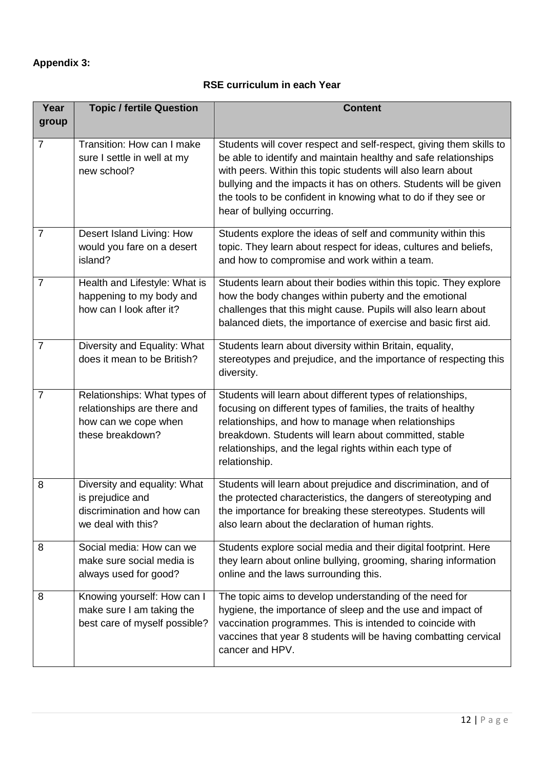**Appendix 3:**

**RSE curriculum in each Year**

| Year group | Topic / fertile Question | Content |
|---|---|---|
| 7 | Transition: How can I make sure I settle in well at my new school? | Students will cover respect and self-respect, giving them skills to be able to identify and maintain healthy and safe relationships with peers. Within this topic students will also learn about bullying and the impacts it has on others. Students will be given the tools to be confident in knowing what to do if they see or hear of bullying occurring. |
| 7 | Desert Island Living: How would you fare on a desert island? | Students explore the ideas of self and community within this topic. They learn about respect for ideas, cultures and beliefs, and how to compromise and work within a team. |
| 7 | Health and Lifestyle: What is happening to my body and how can I look after it? | Students learn about their bodies within this topic. They explore how the body changes within puberty and the emotional challenges that this might cause. Pupils will also learn about balanced diets, the importance of exercise and basic first aid. |
| 7 | Diversity and Equality: What does it mean to be British? | Students learn about diversity within Britain, equality, stereotypes and prejudice, and the importance of respecting this diversity. |
| 7 | Relationships: What types of relationships are there and how can we cope when these breakdown? | Students will learn about different types of relationships, focusing on different types of families, the traits of healthy relationships, and how to manage when relationships breakdown. Students will learn about committed, stable relationships, and the legal rights within each type of relationship. |
| 8 | Diversity and equality: What is prejudice and discrimination and how can we deal with this? | Students will learn about prejudice and discrimination, and of the protected characteristics, the dangers of stereotyping and the importance for breaking these stereotypes. Students will also learn about the declaration of human rights. |
| 8 | Social media: How can we make sure social media is always used for good? | Students explore social media and their digital footprint. Here they learn about online bullying, grooming, sharing information online and the laws surrounding this. |
| 8 | Knowing yourself: How can I make sure I am taking the best care of myself possible? | The topic aims to develop understanding of the need for hygiene, the importance of sleep and the use and impact of vaccination programmes. This is intended to coincide with vaccines that year 8 students will be having combatting cervical cancer and HPV. |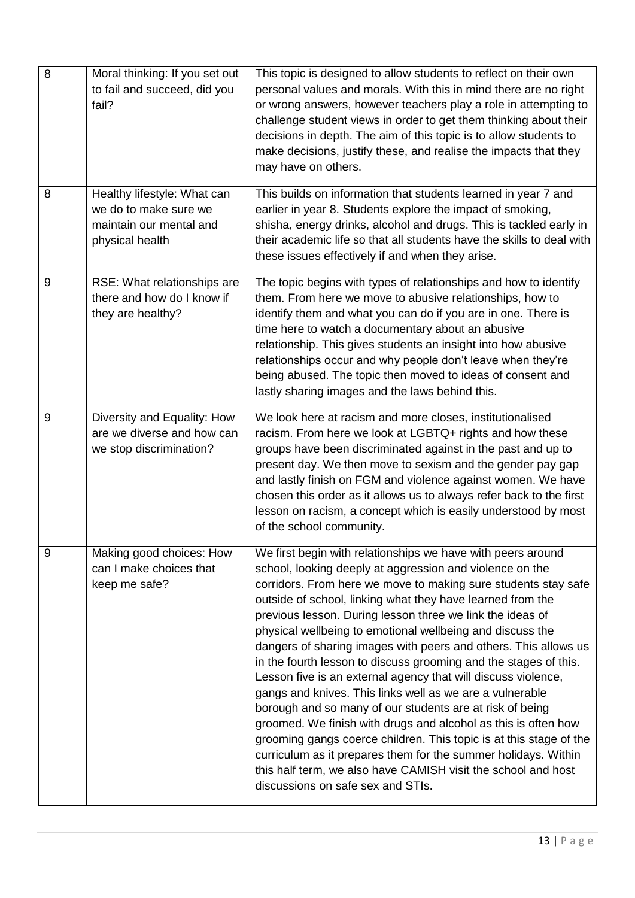| 8 | Moral thinking: If you set out to fail and succeed, did you fail? | This topic is designed to allow students to reflect on their own personal values and morals. With this in mind there are no right or wrong answers, however teachers play a role in attempting to challenge student views in order to get them thinking about their decisions in depth. The aim of this topic is to allow students to make decisions, justify these, and realise the impacts that they may have on others. |
|---|---|---|
| 8 | Healthy lifestyle: What can we do to make sure we maintain our mental and physical health | This builds on information that students learned in year 7 and earlier in year 8. Students explore the impact of smoking, shisha, energy drinks, alcohol and drugs. This is tackled early in their academic life so that all students have the skills to deal with these issues effectively if and when they arise. |
| 9 | RSE: What relationships are there and how do I know if they are healthy? | The topic begins with types of relationships and how to identify them. From here we move to abusive relationships, how to identify them and what you can do if you are in one. There is time here to watch a documentary about an abusive relationship. This gives students an insight into how abusive relationships occur and why people don't leave when they're being abused. The topic then moved to ideas of consent and lastly sharing images and the laws behind this. |
| 9 | Diversity and Equality: How are we diverse and how can we stop discrimination? | We look here at racism and more closes, institutionalised racism. From here we look at LGBTQ+ rights and how these groups have been discriminated against in the past and up to present day. We then move to sexism and the gender pay gap and lastly finish on FGM and violence against women. We have chosen this order as it allows us to always refer back to the first lesson on racism, a concept which is easily understood by most of the school community. |
| 9 | Making good choices: How can I make choices that keep me safe? | We first begin with relationships we have with peers around school, looking deeply at aggression and violence on the corridors. From here we move to making sure students stay safe outside of school, linking what they have learned from the previous lesson. During lesson three we link the ideas of physical wellbeing to emotional wellbeing and discuss the dangers of sharing images with peers and others. This allows us in the fourth lesson to discuss grooming and the stages of this. Lesson five is an external agency that will discuss violence, gangs and knives. This links well as we are a vulnerable borough and so many of our students are at risk of being groomed. We finish with drugs and alcohol as this is often how grooming gangs coerce children. This topic is at this stage of the curriculum as it prepares them for the summer holidays. Within this half term, we also have CAMISH visit the school and host discussions on safe sex and STIs. |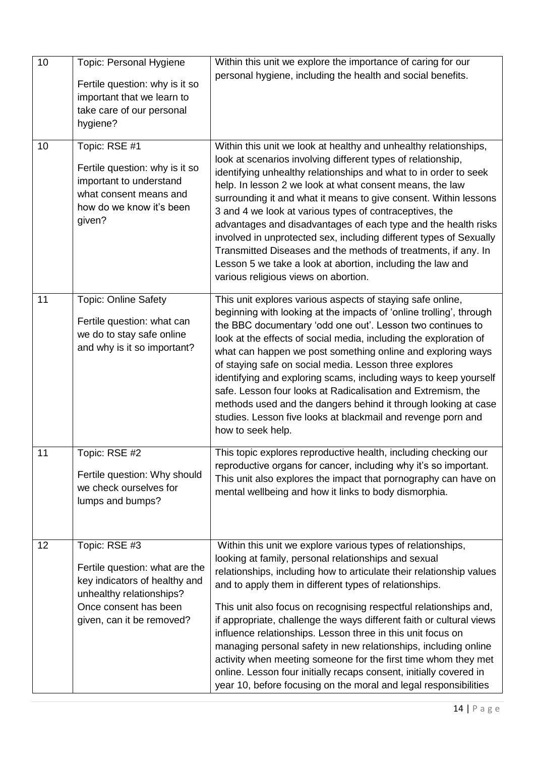| 10 | Topic: Personal Hygiene<br><br>Fertile question: why is it so important that we learn to take care of our personal hygiene? | Within this unit we explore the importance of caring for our personal hygiene, including the health and social benefits. |
|---|---|---|
| 10 | Topic: RSE #1<br><br>Fertile question: why is it so important to understand what consent means and how do we know it's been given? | Within this unit we look at healthy and unhealthy relationships, look at scenarios involving different types of relationship, identifying unhealthy relationships and what to in order to seek help. In lesson 2 we look at what consent means, the law surrounding it and what it means to give consent. Within lessons 3 and 4 we look at various types of contraceptives, the advantages and disadvantages of each type and the health risks involved in unprotected sex, including different types of Sexually Transmitted Diseases and the methods of treatments, if any. In Lesson 5 we take a look at abortion, including the law and various religious views on abortion. |
| 11 | Topic: Online Safety<br><br>Fertile question: what can we do to stay safe online and why is it so important? | This unit explores various aspects of staying safe online, beginning with looking at the impacts of 'online trolling', through the BBC documentary 'odd one out'. Lesson two continues to look at the effects of social media, including the exploration of what can happen we post something online and exploring ways of staying safe on social media. Lesson three explores identifying and exploring scams, including ways to keep yourself safe. Lesson four looks at Radicalisation and Extremism, the methods used and the dangers behind it through looking at case studies. Lesson five looks at blackmail and revenge porn and how to seek help. |
| 11 | Topic: RSE #2<br><br>Fertile question: Why should we check ourselves for lumps and bumps? | This topic explores reproductive health, including checking our reproductive organs for cancer, including why it's so important. This unit also explores the impact that pornography can have on mental wellbeing and how it links to body dismorphia. |
| 12 | Topic: RSE #3<br><br>Fertile question: what are the key indicators of healthy and unhealthy relationships? Once consent has been given, can it be removed? | Within this unit we explore various types of relationships, looking at family, personal relationships and sexual relationships, including how to articulate their relationship values and to apply them in different types of relationships.<br><br>This unit also focus on recognising respectful relationships and, if appropriate, challenge the ways different faith or cultural views influence relationships. Lesson three in this unit focus on managing personal safety in new relationships, including online activity when meeting someone for the first time whom they met online. Lesson four initially recaps consent, initially covered in year 10, before focusing on the moral and legal responsibilities |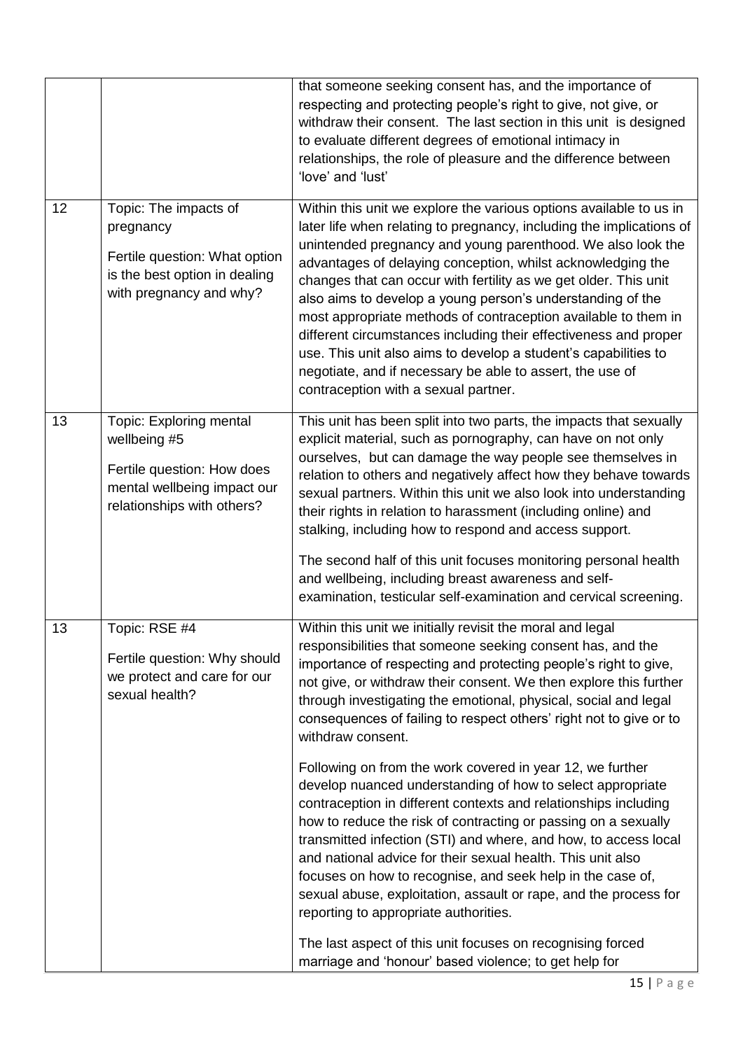| | | |
|---|---|---|
| | | that someone seeking consent has, and the importance of respecting and protecting people's right to give, not give, or withdraw their consent. The last section in this unit is designed to evaluate different degrees of emotional intimacy in relationships, the role of pleasure and the difference between 'love' and 'lust' |
| 12 | Topic: The impacts of pregnancy<br><br>Fertile question: What option is the best option in dealing with pregnancy and why? | Within this unit we explore the various options available to us in later life when relating to pregnancy, including the implications of unintended pregnancy and young parenthood. We also look the advantages of delaying conception, whilst acknowledging the changes that can occur with fertility as we get older. This unit also aims to develop a young person's understanding of the most appropriate methods of contraception available to them in different circumstances including their effectiveness and proper use. This unit also aims to develop a student's capabilities to negotiate, and if necessary be able to assert, the use of contraception with a sexual partner. |
| 13 | Topic: Exploring mental wellbeing #5<br><br>Fertile question: How does mental wellbeing impact our relationships with others? | This unit has been split into two parts, the impacts that sexually explicit material, such as pornography, can have on not only ourselves, but can damage the way people see themselves in relation to others and negatively affect how they behave towards sexual partners. Within this unit we also look into understanding their rights in relation to harassment (including online) and stalking, including how to respond and access support.<br><br>The second half of this unit focuses monitoring personal health and wellbeing, including breast awareness and self-examination, testicular self-examination and cervical screening. |
| 13 | Topic: RSE #4<br><br>Fertile question: Why should we protect and care for our sexual health? | Within this unit we initially revisit the moral and legal responsibilities that someone seeking consent has, and the importance of respecting and protecting people's right to give, not give, or withdraw their consent. We then explore this further through investigating the emotional, physical, social and legal consequences of failing to respect others' right not to give or to withdraw consent.<br><br>Following on from the work covered in year 12, we further develop nuanced understanding of how to select appropriate contraception in different contexts and relationships including how to reduce the risk of contracting or passing on a sexually transmitted infection (STI) and where, and how, to access local and national advice for their sexual health. This unit also focuses on how to recognise, and seek help in the case of, sexual abuse, exploitation, assault or rape, and the process for reporting to appropriate authorities.<br><br>The last aspect of this unit focuses on recognising forced marriage and 'honour' based violence; to get help for |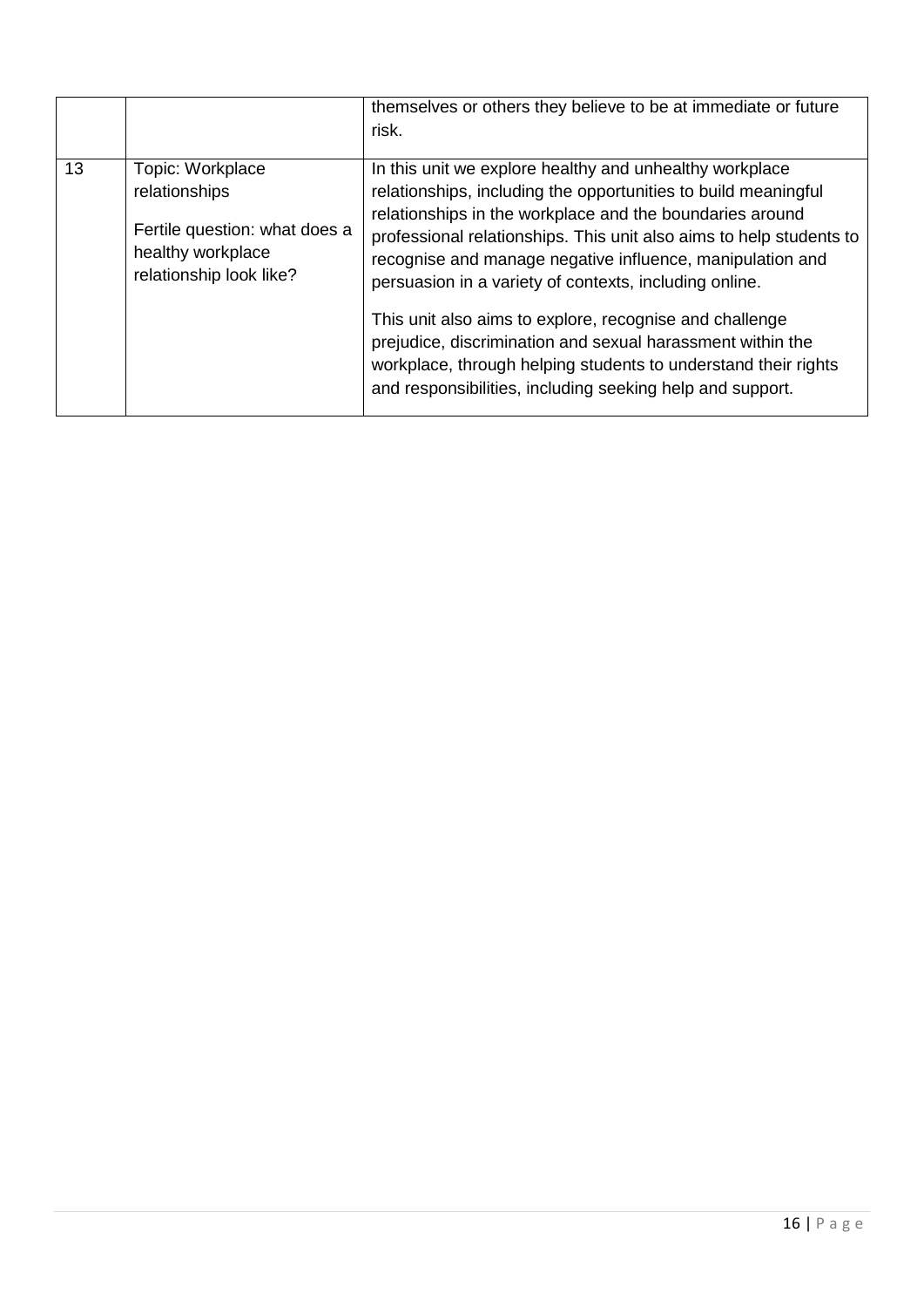| | | |
|---|---|---|
| | | themselves or others they believe to be at immediate or future risk. |
| 13 | Topic: Workplace relationships<br><br>Fertile question: what does a healthy workplace relationship look like? | In this unit we explore healthy and unhealthy workplace relationships, including the opportunities to build meaningful relationships in the workplace and the boundaries around professional relationships. This unit also aims to help students to recognise and manage negative influence, manipulation and persuasion in a variety of contexts, including online.<br><br>This unit also aims to explore, recognise and challenge prejudice, discrimination and sexual harassment within the workplace, through helping students to understand their rights and responsibilities, including seeking help and support. |